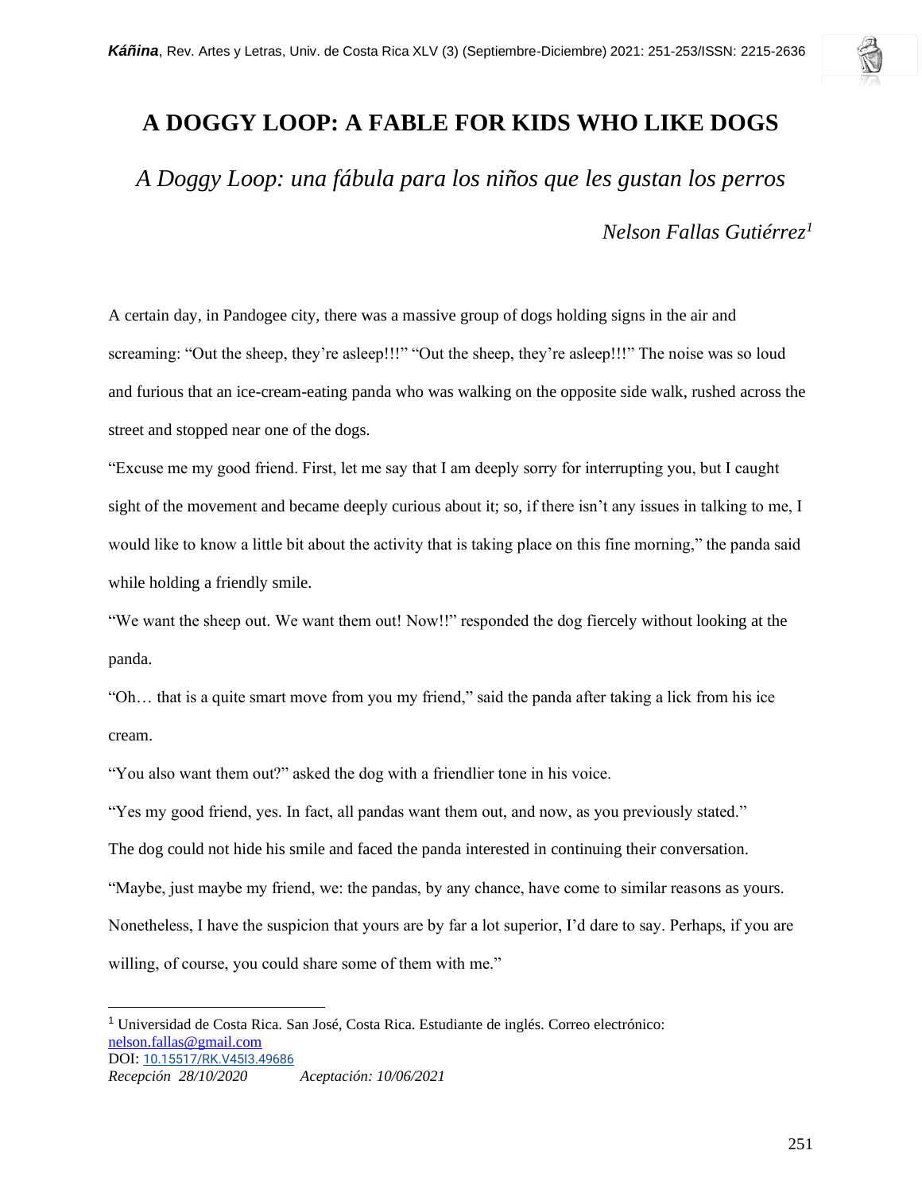# A DOGGY LOOP: A FABLE FOR KIDS WHO LIKE DOGS

## *A Doggy Loop: una fábula para los niños que les gustan los perros*

*Nelson Fallas Gutiérrez*[1]

A certain day, in Pandogee city, there was a massive group of dogs holding signs in the air and screaming: "Out the sheep, they're asleep!!!" "Out the sheep, they're asleep!!!" The noise was so loud and furious that an ice-cream-eating panda who was walking on the opposite side walk, rushed across the street and stopped near one of the dogs.

"Excuse me my good friend. First, let me say that I am deeply sorry for interrupting you, but I caught sight of the movement and became deeply curious about it; so, if there isn't any issues in talking to me, I would like to know a little bit about the activity that is taking place on this fine morning," the panda said while holding a friendly smile.

"We want the sheep out. We want them out! Now!!" responded the dog fiercely without looking at the panda.

"Oh… that is a quite smart move from you my friend," said the panda after taking a lick from his ice cream.

"You also want them out?" asked the dog with a friendlier tone in his voice.

"Yes my good friend, yes. In fact, all pandas want them out, and now, as you previously stated."

The dog could not hide his smile and faced the panda interested in continuing their conversation.

"Maybe, just maybe my friend, we: the pandas, by any chance, have come to similar reasons as yours. Nonetheless, I have the suspicion that yours are by far a lot superior, I'd dare to say. Perhaps, if you are willing, of course, you could share some of them with me."

---

[1] Universidad de Costa Rica. San José, Costa Rica. Estudiante de inglés. Correo electrónico: nelson.fallas@gmail.com

DOI: 10.15517/RK.V45I3.49686

*Recepción 28/10/2020* *Aceptación: 10/06/2021*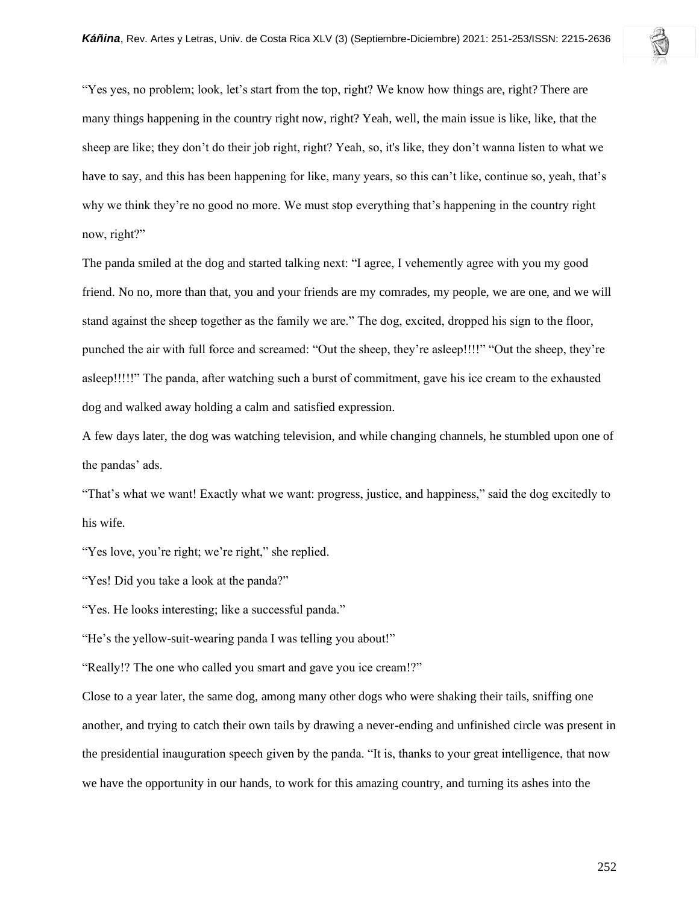"Yes yes, no problem; look, let's start from the top, right? We know how things are, right? There are many things happening in the country right now, right? Yeah, well, the main issue is like, like, that the sheep are like; they don't do their job right, right? Yeah, so, it's like, they don't wanna listen to what we have to say, and this has been happening for like, many years, so this can't like, continue so, yeah, that's why we think they're no good no more. We must stop everything that's happening in the country right now, right?"

The panda smiled at the dog and started talking next: "I agree, I vehemently agree with you my good friend. No no, more than that, you and your friends are my comrades, my people, we are one, and we will stand against the sheep together as the family we are." The dog, excited, dropped his sign to the floor, punched the air with full force and screamed: "Out the sheep, they're asleep!!!!" "Out the sheep, they're asleep!!!!!" The panda, after watching such a burst of commitment, gave his ice cream to the exhausted dog and walked away holding a calm and satisfied expression.

A few days later, the dog was watching television, and while changing channels, he stumbled upon one of the pandas' ads.

"That's what we want! Exactly what we want: progress, justice, and happiness," said the dog excitedly to his wife.

"Yes love, you're right; we're right," she replied.

"Yes! Did you take a look at the panda?"

"Yes. He looks interesting; like a successful panda."

"He's the yellow-suit-wearing panda I was telling you about!"

"Really!? The one who called you smart and gave you ice cream!?"

Close to a year later, the same dog, among many other dogs who were shaking their tails, sniffing one another, and trying to catch their own tails by drawing a never-ending and unfinished circle was present in the presidential inauguration speech given by the panda. "It is, thanks to your great intelligence, that now we have the opportunity in our hands, to work for this amazing country, and turning its ashes into the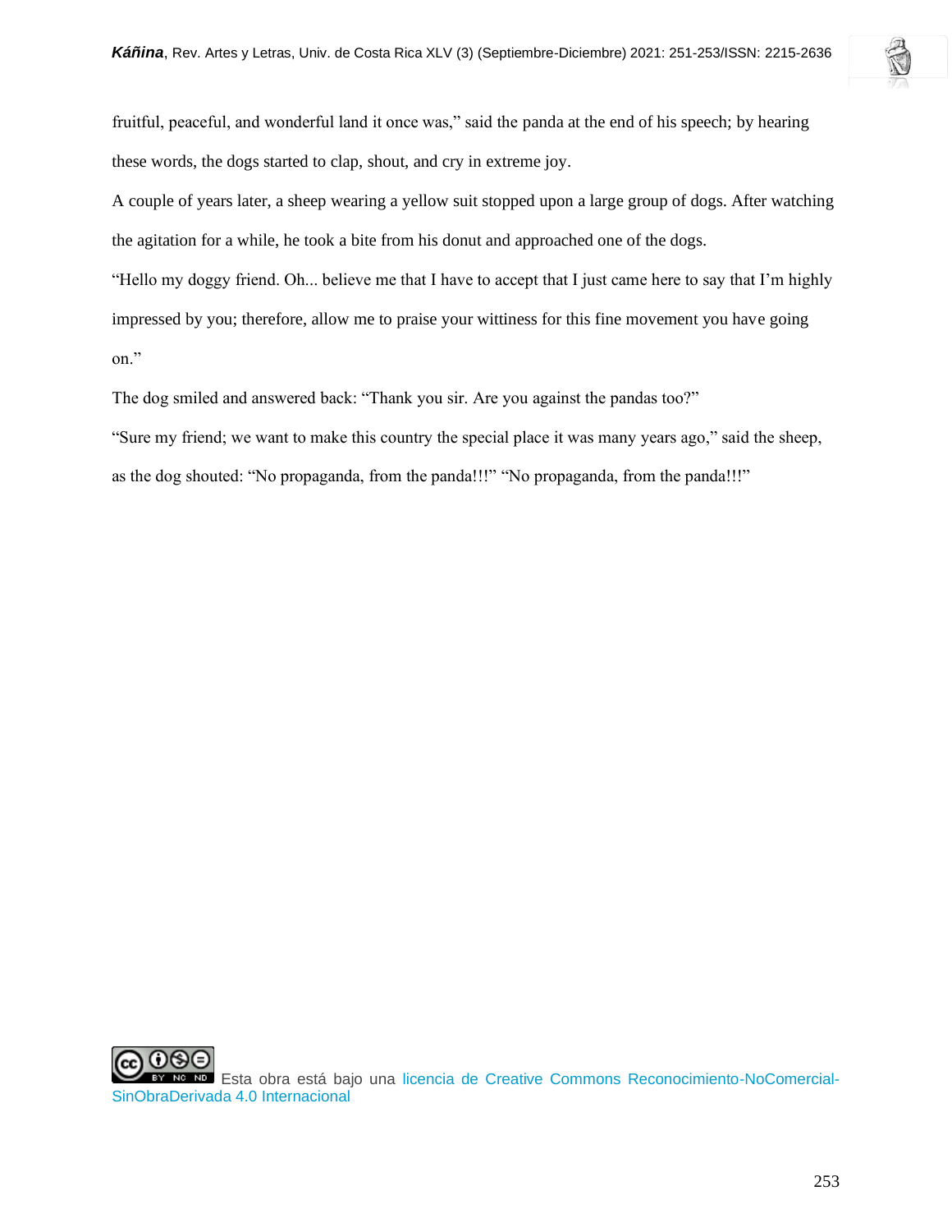fruitful, peaceful, and wonderful land it once was," said the panda at the end of his speech; by hearing these words, the dogs started to clap, shout, and cry in extreme joy.

A couple of years later, a sheep wearing a yellow suit stopped upon a large group of dogs. After watching the agitation for a while, he took a bite from his donut and approached one of the dogs.

"Hello my doggy friend. Oh... believe me that I have to accept that I just came here to say that I'm highly impressed by you; therefore, allow me to praise your wittiness for this fine movement you have going on."

The dog smiled and answered back: "Thank you sir. Are you against the pandas too?"

"Sure my friend; we want to make this country the special place it was many years ago," said the sheep, as the dog shouted: "No propaganda, from the panda!!!" "No propaganda, from the panda!!!"

Esta obra está bajo una licencia de Creative Commons Reconocimiento-NoComercial-SinObraDerivada 4.0 Internacional